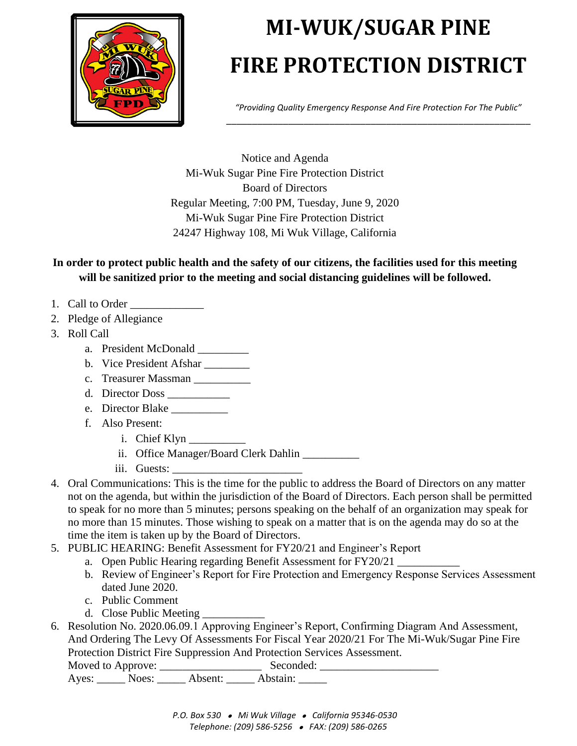# MI-WUK/SUGAR PINE FIRE PROTECTION DISTRICT

*"Providing Quality Emergency Response And Fire Protection For The Public"*

Notice and Agenda
Mi-Wuk Sugar Pine Fire Protection District
Board of Directors
Regular Meeting, 7:00 PM, Tuesday, June 9, 2020
Mi-Wuk Sugar Pine Fire Protection District
24247 Highway 108, Mi Wuk Village, California

**In order to protect public health and the safety of our citizens, the facilities used for this meeting will be sanitized prior to the meeting and social distancing guidelines will be followed.**

1. Call to Order _____________
2. Pledge of Allegiance
3. Roll Call
   a. President McDonald _________
   b. Vice President Afshar ________
   c. Treasurer Massman __________
   d. Director Doss ___________
   e. Director Blake __________
   f. Also Present:
      i. Chief Klyn __________
      ii. Office Manager/Board Clerk Dahlin __________
      iii. Guests: ______________________
4. Oral Communications: This is the time for the public to address the Board of Directors on any matter not on the agenda, but within the jurisdiction of the Board of Directors. Each person shall be permitted to speak for no more than 5 minutes; persons speaking on the behalf of an organization may speak for no more than 15 minutes. Those wishing to speak on a matter that is on the agenda may do so at the time the item is taken up by the Board of Directors.
5. PUBLIC HEARING: Benefit Assessment for FY20/21 and Engineer's Report
   a. Open Public Hearing regarding Benefit Assessment for FY20/21 ___________
   b. Review of Engineer's Report for Fire Protection and Emergency Response Services Assessment dated June 2020.
   c. Public Comment
   d. Close Public Meeting ___________
6. Resolution No. 2020.06.09.1 Approving Engineer's Report, Confirming Diagram And Assessment, And Ordering The Levy Of Assessments For Fiscal Year 2020/21 For The Mi-Wuk/Sugar Pine Fire Protection District Fire Suppression And Protection Services Assessment.
   Moved to Approve: __________________ Seconded: _____________________
   Ayes: _____ Noes: _____ Absent: _____ Abstain: _____

*P.O. Box 530 • Mi Wuk Village • California 95346-0530*
*Telephone: (209) 586-5256 • FAX: (209) 586-0265*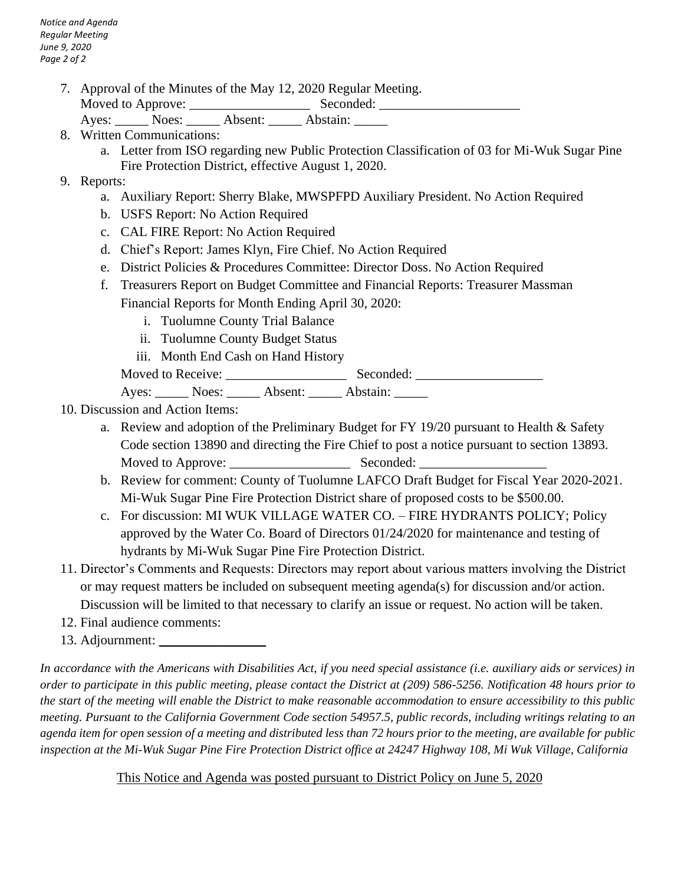7. Approval of the Minutes of the May 12, 2020 Regular Meeting.
   Moved to Approve: __________________ Seconded: _____________________
   Ayes: _____ Noes: _____ Absent: _____ Abstain: _____
8. Written Communications:
   a. Letter from ISO regarding new Public Protection Classification of 03 for Mi-Wuk Sugar Pine Fire Protection District, effective August 1, 2020.
9. Reports:
   a. Auxiliary Report: Sherry Blake, MWSPFPD Auxiliary President. No Action Required
   b. USFS Report: No Action Required
   c. CAL FIRE Report: No Action Required
   d. Chief's Report: James Klyn, Fire Chief. No Action Required
   e. District Policies & Procedures Committee: Director Doss. No Action Required
   f. Treasurers Report on Budget Committee and Financial Reports: Treasurer Massman
      Financial Reports for Month Ending April 30, 2020:
      i. Tuolumne County Trial Balance
      ii. Tuolumne County Budget Status
      iii. Month End Cash on Hand History

      Moved to Receive: __________________ Seconded: ___________________
      Ayes: _____ Noes: _____ Absent: _____ Abstain: _____
10. Discussion and Action Items:
    a. Review and adoption of the Preliminary Budget for FY 19/20 pursuant to Health & Safety Code section 13890 and directing the Fire Chief to post a notice pursuant to section 13893.
       Moved to Approve: __________________ Seconded: ___________________
    b. Review for comment: County of Tuolumne LAFCO Draft Budget for Fiscal Year 2020-2021. Mi-Wuk Sugar Pine Fire Protection District share of proposed costs to be $500.00.
    c. For discussion: MI WUK VILLAGE WATER CO. – FIRE HYDRANTS POLICY; Policy approved by the Water Co. Board of Directors 01/24/2020 for maintenance and testing of hydrants by Mi-Wuk Sugar Pine Fire Protection District.
11. Director's Comments and Requests: Directors may report about various matters involving the District or may request matters be included on subsequent meeting agenda(s) for discussion and/or action. Discussion will be limited to that necessary to clarify an issue or request. No action will be taken.
12. Final audience comments:
13. Adjournment: ________________

*In accordance with the Americans with Disabilities Act, if you need special assistance (i.e. auxiliary aids or services) in order to participate in this public meeting, please contact the District at (209) 586-5256. Notification 48 hours prior to the start of the meeting will enable the District to make reasonable accommodation to ensure accessibility to this public meeting. Pursuant to the California Government Code section 54957.5, public records, including writings relating to an agenda item for open session of a meeting and distributed less than 72 hours prior to the meeting, are available for public inspection at the Mi-Wuk Sugar Pine Fire Protection District office at 24247 Highway 108, Mi Wuk Village, California*

This Notice and Agenda was posted pursuant to District Policy on June 5, 2020